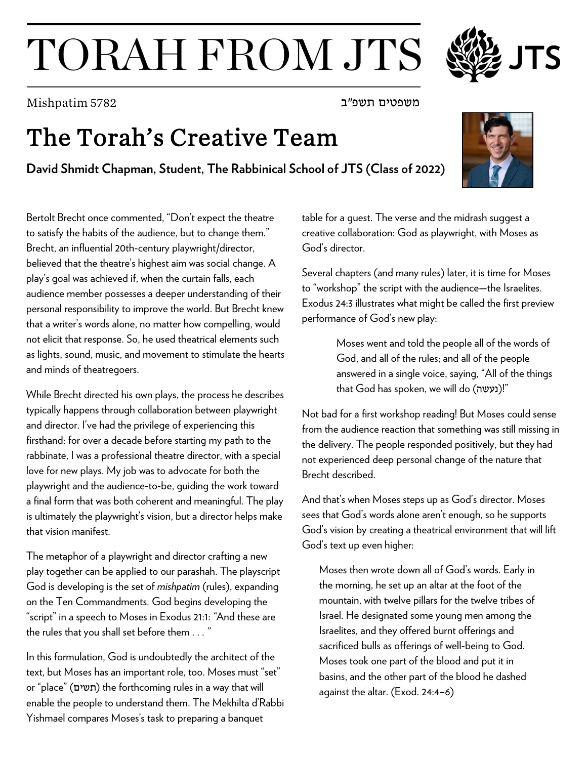# TORAH FROM JTS

Mishpatim 5782 משפטים תשפ״ב

## The Torah's Creative Team

**David Shmidt Chapman, Student, The Rabbinical School of JTS (Class of 2022)**

Bertolt Brecht once commented, "Don't expect the theatre to satisfy the habits of the audience, but to change them." Brecht, an influential 20th-century playwright/director, believed that the theatre's highest aim was social change. A play's goal was achieved if, when the curtain falls, each audience member possesses a deeper understanding of their personal responsibility to improve the world. But Brecht knew that a writer's words alone, no matter how compelling, would not elicit that response. So, he used theatrical elements such as lights, sound, music, and movement to stimulate the hearts and minds of theatregoers.

While Brecht directed his own plays, the process he describes typically happens through collaboration between playwright and director. I've had the privilege of experiencing this firsthand: for over a decade before starting my path to the rabbinate, I was a professional theatre director, with a special love for new plays. My job was to advocate for both the playwright and the audience-to-be, guiding the work toward a final form that was both coherent and meaningful. The play is ultimately the playwright's vision, but a director helps make that vision manifest.

The metaphor of a playwright and director crafting a new play together can be applied to our parashah. The playscript God is developing is the set of *mishpatim* (rules), expanding on the Ten Commandments. God begins developing the "script" in a speech to Moses in Exodus 21:1: *"And these are the rules that you shall set before them . . . "*

In this formulation, God is undoubtedly the architect of the text, but Moses has an important role, too. Moses must "set" or "place" (תשים) the forthcoming rules in a way that will enable the people to understand them. The Mekhilta d'Rabbi Yishmael compares Moses's task to preparing a banquet table for a guest. The verse and the midrash suggest a creative collaboration: God as playwright, with Moses as God's director.

Several chapters (and many rules) later, it is time for Moses to "workshop" the script with the audience—the Israelites. Exodus 24:3 illustrates what might be called the first preview performance of God's new play:

> Moses went and told the people all of the words of God, and all of the rules; and all of the people answered in a single voice, saying, "All of the things that God has spoken, we will do (נעשה)!"

Not bad for a first workshop reading! But Moses could sense from the audience reaction that something was still missing in the delivery. The people responded positively, but they had not experienced deep personal change of the nature that Brecht described.

And that's when Moses steps up as God's director. Moses sees that God's words alone aren't enough, so he supports God's vision by creating a theatrical environment that will lift God's text up even higher:

> Moses then wrote down all of God's words. Early in the morning, he set up an altar at the foot of the mountain, with twelve pillars for the twelve tribes of Israel. He designated some young men among the Israelites, and they offered burnt offerings and sacrificed bulls as offerings of well-being to God. Moses took one part of the blood and put it in basins, and the other part of the blood he dashed against the altar. (Exod. 24:4–6)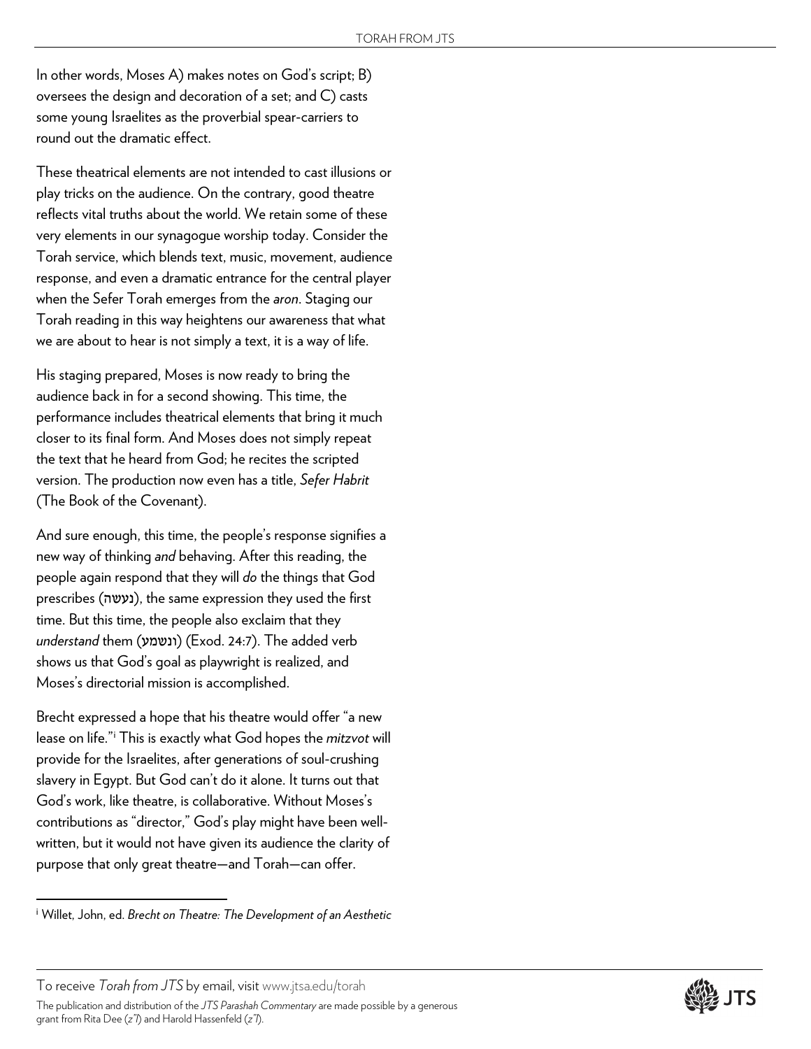In other words, Moses A) makes notes on God's script; B) oversees the design and decoration of a set; and C) casts some young Israelites as the proverbial spear-carriers to round out the dramatic effect.

These theatrical elements are not intended to cast illusions or play tricks on the audience. On the contrary, good theatre reflects vital truths about the world. We retain some of these very elements in our synagogue worship today. Consider the Torah service, which blends text, music, movement, audience response, and even a dramatic entrance for the central player when the Sefer Torah emerges from the *aron*. Staging our Torah reading in this way heightens our awareness that what we are about to hear is not simply a text, it is a way of life.

His staging prepared, Moses is now ready to bring the audience back in for a second showing. This time, the performance includes theatrical elements that bring it much closer to its final form. And Moses does not simply repeat the text that he heard from God; he recites the scripted version. The production now even has a title, *Sefer Habrit* (The Book of the Covenant).

And sure enough, this time, the people's response signifies a new way of thinking *and* behaving. After this reading, the people again respond that they will *do* the things that God prescribes (נעשה), the same expression they used the first time. But this time, the people also exclaim that they *understand* them (ונשמע) (Exod. 24:7). The added verb shows us that God's goal as playwright is realized, and Moses's directorial mission is accomplished.

Brecht expressed a hope that his theatre would offer "a new lease on life."[i] This is exactly what God hopes the *mitzvot* will provide for the Israelites, after generations of soul-crushing slavery in Egypt. But God can't do it alone. It turns out that God's work, like theatre, is collaborative. Without Moses's contributions as "director," God's play might have been well-written, but it would not have given its audience the clarity of purpose that only great theatre—and Torah—can offer.

---

[i] Willet, John, ed. *Brecht on Theatre: The Development of an Aesthetic*

To receive *Torah from JTS* by email, visit www.jtsa.edu/torah

The publication and distribution of the *JTS Parashah Commentary* are made possible by a generous grant from Rita Dee (*z"l*) and Harold Hassenfeld (*z"l*).